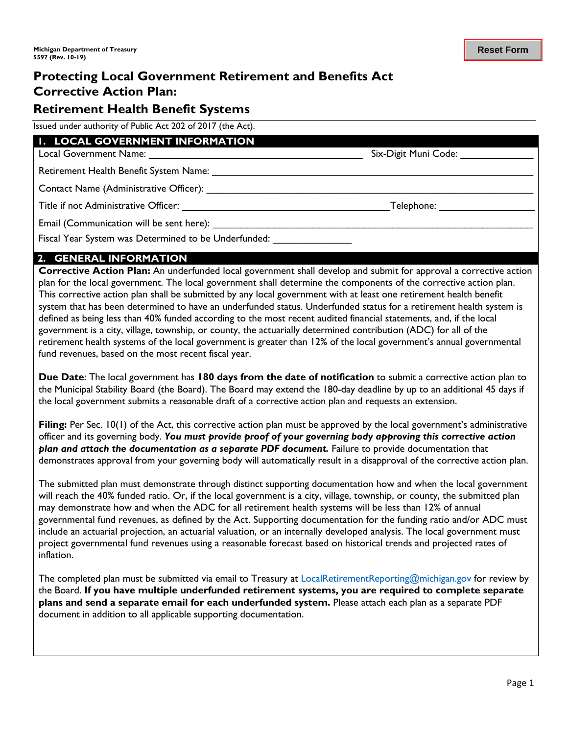Michigan Department of Treasury
5597 (Rev. 10-19)

# Protecting Local Government Retirement and Benefits Act Corrective Action Plan:

## Retirement Health Benefit Systems

Issued under authority of Public Act 202 of 2017 (the Act).

### 1. LOCAL GOVERNMENT INFORMATION

Local Government Name: ________________________ Six-Digit Muni Code: ____________

Retirement Health Benefit System Name: ________________________

Contact Name (Administrative Officer): ________________________

Title if not Administrative Officer: ________________________ Telephone: ____________

Email (Communication will be sent here): ________________________

Fiscal Year System was Determined to be Underfunded: ____________

### 2. GENERAL INFORMATION

**Corrective Action Plan:** An underfunded local government shall develop and submit for approval a corrective action plan for the local government. The local government shall determine the components of the corrective action plan. This corrective action plan shall be submitted by any local government with at least one retirement health benefit system that has been determined to have an underfunded status. Underfunded status for a retirement health system is defined as being less than 40% funded according to the most recent audited financial statements, and, if the local government is a city, village, township, or county, the actuarially determined contribution (ADC) for all of the retirement health systems of the local government is greater than 12% of the local government's annual governmental fund revenues, based on the most recent fiscal year.

**Due Date**: The local government has **180 days from the date of notification** to submit a corrective action plan to the Municipal Stability Board (the Board). The Board may extend the 180-day deadline by up to an additional 45 days if the local government submits a reasonable draft of a corrective action plan and requests an extension.

**Filing:** Per Sec. 10(1) of the Act, this corrective action plan must be approved by the local government's administrative officer and its governing body. ***You must provide proof of your governing body approving this corrective action plan and attach the documentation as a separate PDF document.*** Failure to provide documentation that demonstrates approval from your governing body will automatically result in a disapproval of the corrective action plan.

The submitted plan must demonstrate through distinct supporting documentation how and when the local government will reach the 40% funded ratio. Or, if the local government is a city, village, township, or county, the submitted plan may demonstrate how and when the ADC for all retirement health systems will be less than 12% of annual governmental fund revenues, as defined by the Act. Supporting documentation for the funding ratio and/or ADC must include an actuarial projection, an actuarial valuation, or an internally developed analysis. The local government must project governmental fund revenues using a reasonable forecast based on historical trends and projected rates of inflation.

The completed plan must be submitted via email to Treasury at LocalRetirementReporting@michigan.gov for review by the Board. **If you have multiple underfunded retirement systems, you are required to complete separate plans and send a separate email for each underfunded system.** Please attach each plan as a separate PDF document in addition to all applicable supporting documentation.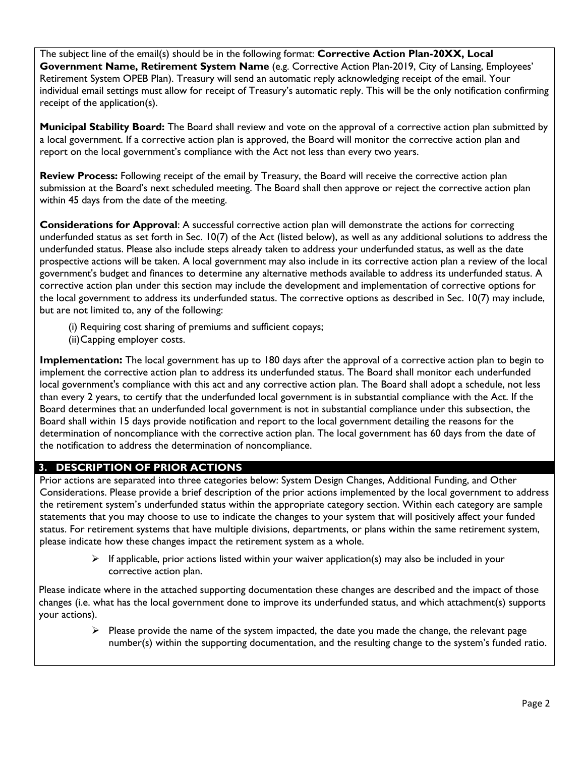The subject line of the email(s) should be in the following format: **Corrective Action Plan-20XX, Local Government Name, Retirement System Name** (e.g. Corrective Action Plan-2019, City of Lansing, Employees' Retirement System OPEB Plan). Treasury will send an automatic reply acknowledging receipt of the email. Your individual email settings must allow for receipt of Treasury's automatic reply. This will be the only notification confirming receipt of the application(s).

**Municipal Stability Board:** The Board shall review and vote on the approval of a corrective action plan submitted by a local government. If a corrective action plan is approved, the Board will monitor the corrective action plan and report on the local government's compliance with the Act not less than every two years.

**Review Process:** Following receipt of the email by Treasury, the Board will receive the corrective action plan submission at the Board's next scheduled meeting. The Board shall then approve or reject the corrective action plan within 45 days from the date of the meeting.

**Considerations for Approval**: A successful corrective action plan will demonstrate the actions for correcting underfunded status as set forth in Sec. 10(7) of the Act (listed below), as well as any additional solutions to address the underfunded status. Please also include steps already taken to address your underfunded status, as well as the date prospective actions will be taken. A local government may also include in its corrective action plan a review of the local government's budget and finances to determine any alternative methods available to address its underfunded status. A corrective action plan under this section may include the development and implementation of corrective options for the local government to address its underfunded status. The corrective options as described in Sec. 10(7) may include, but are not limited to, any of the following:

(i) Requiring cost sharing of premiums and sufficient copays;
(ii) Capping employer costs.

**Implementation:** The local government has up to 180 days after the approval of a corrective action plan to begin to implement the corrective action plan to address its underfunded status. The Board shall monitor each underfunded local government's compliance with this act and any corrective action plan. The Board shall adopt a schedule, not less than every 2 years, to certify that the underfunded local government is in substantial compliance with the Act. If the Board determines that an underfunded local government is not in substantial compliance under this subsection, the Board shall within 15 days provide notification and report to the local government detailing the reasons for the determination of noncompliance with the corrective action plan. The local government has 60 days from the date of the notification to address the determination of noncompliance.

## 3. DESCRIPTION OF PRIOR ACTIONS

Prior actions are separated into three categories below: System Design Changes, Additional Funding, and Other Considerations. Please provide a brief description of the prior actions implemented by the local government to address the retirement system's underfunded status within the appropriate category section. Within each category are sample statements that you may choose to use to indicate the changes to your system that will positively affect your funded status. For retirement systems that have multiple divisions, departments, or plans within the same retirement system, please indicate how these changes impact the retirement system as a whole.

- If applicable, prior actions listed within your waiver application(s) may also be included in your corrective action plan.

Please indicate where in the attached supporting documentation these changes are described and the impact of those changes (i.e. what has the local government done to improve its underfunded status, and which attachment(s) supports your actions).

- Please provide the name of the system impacted, the date you made the change, the relevant page number(s) within the supporting documentation, and the resulting change to the system's funded ratio.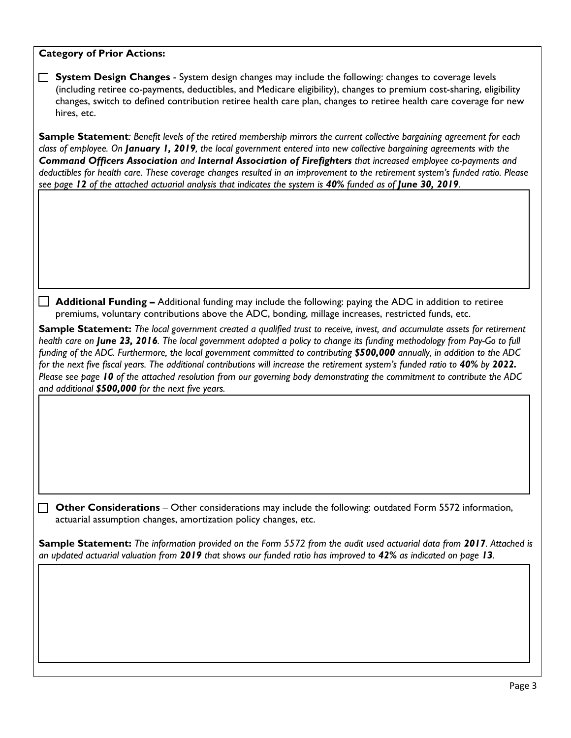**Category of Prior Actions:**

☐ **System Design Changes** - System design changes may include the following: changes to coverage levels (including retiree co-payments, deductibles, and Medicare eligibility), changes to premium cost-sharing, eligibility changes, switch to defined contribution retiree health care plan, changes to retiree health care coverage for new hires, etc.

**Sample Statement**: *Benefit levels of the retired membership mirrors the current collective bargaining agreement for each class of employee. On **January 1, 2019**, the local government entered into new collective bargaining agreements with the **Command Officers Association** and **Internal Association of Firefighters** that increased employee co-payments and deductibles for health care. These coverage changes resulted in an improvement to the retirement system's funded ratio. Please see page **12** of the attached actuarial analysis that indicates the system is **40%** funded as of **June 30, 2019**.*

☐ **Additional Funding –** Additional funding may include the following: paying the ADC in addition to retiree premiums, voluntary contributions above the ADC, bonding, millage increases, restricted funds, etc.

**Sample Statement:** *The local government created a qualified trust to receive, invest, and accumulate assets for retirement health care on **June 23, 2016**. The local government adopted a policy to change its funding methodology from Pay-Go to full funding of the ADC. Furthermore, the local government committed to contributing **$500,000** annually, in addition to the ADC for the next five fiscal years. The additional contributions will increase the retirement system's funded ratio to **40%** by **2022.** Please see page **10** of the attached resolution from our governing body demonstrating the commitment to contribute the ADC and additional **$500,000** for the next five years.*

☐ **Other Considerations** – Other considerations may include the following: outdated Form 5572 information, actuarial assumption changes, amortization policy changes, etc.

**Sample Statement:** *The information provided on the Form 5572 from the audit used actuarial data from **2017**. Attached is an updated actuarial valuation from **2019** that shows our funded ratio has improved to **42%** as indicated on page **13**.*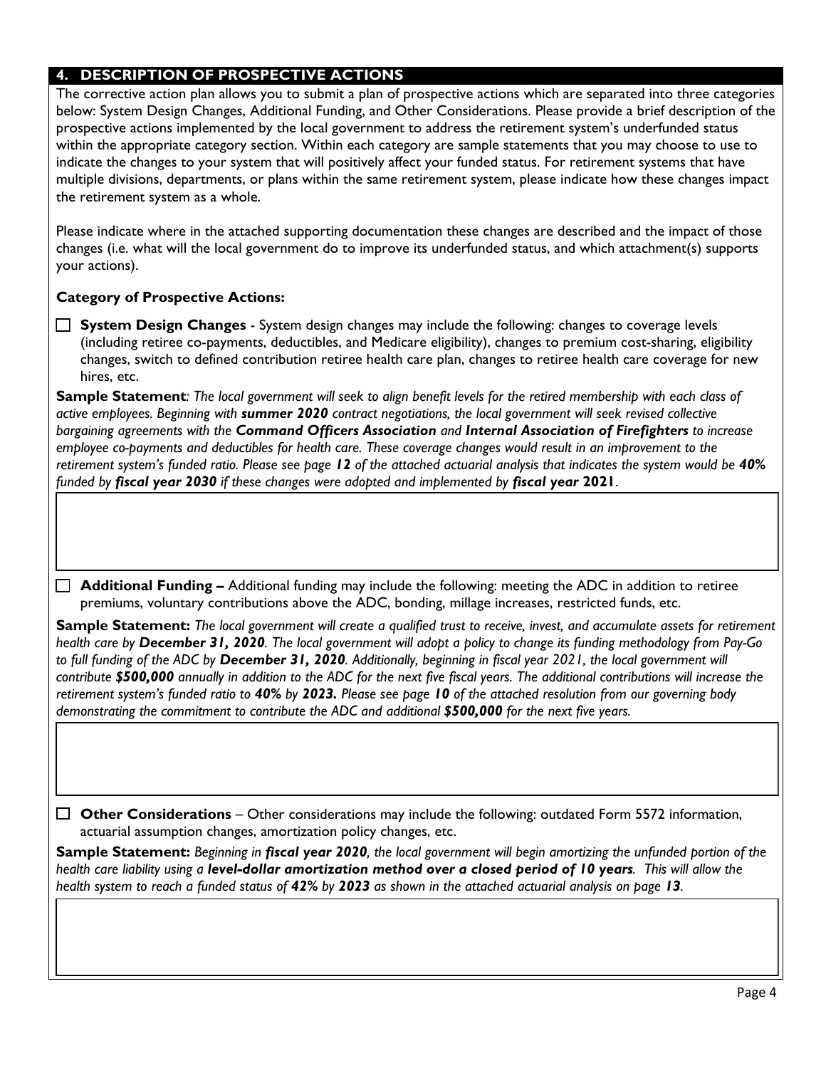## 4. DESCRIPTION OF PROSPECTIVE ACTIONS

The corrective action plan allows you to submit a plan of prospective actions which are separated into three categories below: System Design Changes, Additional Funding, and Other Considerations. Please provide a brief description of the prospective actions implemented by the local government to address the retirement system's underfunded status within the appropriate category section. Within each category are sample statements that you may choose to use to indicate the changes to your system that will positively affect your funded status. For retirement systems that have multiple divisions, departments, or plans within the same retirement system, please indicate how these changes impact the retirement system as a whole.

Please indicate where in the attached supporting documentation these changes are described and the impact of those changes (i.e. what will the local government do to improve its underfunded status, and which attachment(s) supports your actions).

**Category of Prospective Actions:**

☐ **System Design Changes** - System design changes may include the following: changes to coverage levels (including retiree co-payments, deductibles, and Medicare eligibility), changes to premium cost-sharing, eligibility changes, switch to defined contribution retiree health care plan, changes to retiree health care coverage for new hires, etc.

**Sample Statement**: *The local government will seek to align benefit levels for the retired membership with each class of active employees. Beginning with **summer 2020** contract negotiations, the local government will seek revised collective bargaining agreements with the **Command Officers Association** and **Internal Association of Firefighters** to increase employee co-payments and deductibles for health care. These coverage changes would result in an improvement to the retirement system's funded ratio. Please see page **12** of the attached actuarial analysis that indicates the system would be **40%** funded by **fiscal year 2030** if these changes were adopted and implemented by **fiscal year** **2021**.*

☐ **Additional Funding –** Additional funding may include the following: meeting the ADC in addition to retiree premiums, voluntary contributions above the ADC, bonding, millage increases, restricted funds, etc.

**Sample Statement:** *The local government will create a qualified trust to receive, invest, and accumulate assets for retirement health care by **December 31, 2020**. The local government will adopt a policy to change its funding methodology from Pay-Go to full funding of the ADC by **December 31, 2020**. Additionally, beginning in fiscal year 2021, the local government will contribute **$500,000** annually in addition to the ADC for the next five fiscal years. The additional contributions will increase the retirement system's funded ratio to **40%** by **2023.** Please see page **10** of the attached resolution from our governing body demonstrating the commitment to contribute the ADC and additional **$500,000** for the next five years.*

☐ **Other Considerations** – Other considerations may include the following: outdated Form 5572 information, actuarial assumption changes, amortization policy changes, etc.

**Sample Statement:** *Beginning in **fiscal year 2020**, the local government will begin amortizing the unfunded portion of the health care liability using a **level-dollar amortization method over a closed period of 10 years**. This will allow the health system to reach a funded status of **42%** by **2023** as shown in the attached actuarial analysis on page **13**.*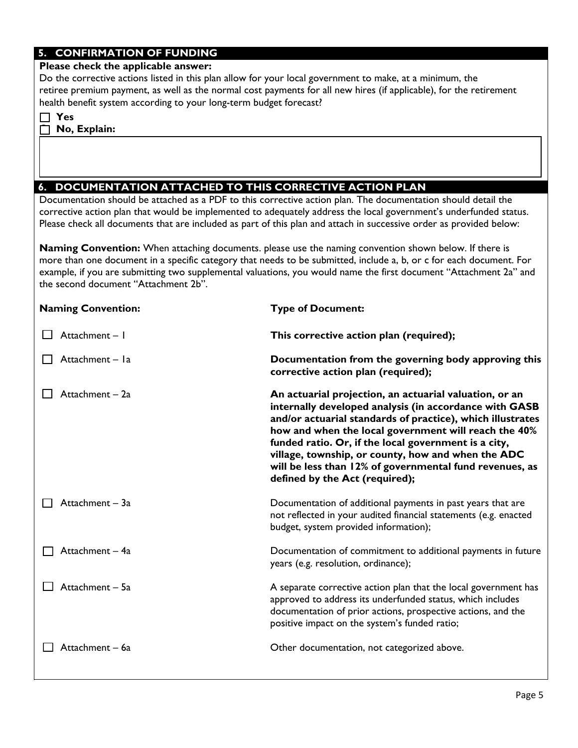## 5. CONFIRMATION OF FUNDING

**Please check the applicable answer:**

Do the corrective actions listed in this plan allow for your local government to make, at a minimum, the retiree premium payment, as well as the normal cost payments for all new hires (if applicable), for the retirement health benefit system according to your long-term budget forecast?

☐ **Yes**

☐ **No, Explain:**

## 6. DOCUMENTATION ATTACHED TO THIS CORRECTIVE ACTION PLAN

Documentation should be attached as a PDF to this corrective action plan. The documentation should detail the corrective action plan that would be implemented to adequately address the local government's underfunded status. Please check all documents that are included as part of this plan and attach in successive order as provided below:

**Naming Convention:** When attaching documents. please use the naming convention shown below. If there is more than one document in a specific category that needs to be submitted, include a, b, or c for each document. For example, if you are submitting two supplemental valuations, you would name the first document "Attachment 2a" and the second document "Attachment 2b".

| Naming Convention: | Type of Document: |
| --- | --- |
| ☐ Attachment – 1 | **This corrective action plan (required);** |
| ☐ Attachment – 1a | **Documentation from the governing body approving this corrective action plan (required);** |
| ☐ Attachment – 2a | **An actuarial projection, an actuarial valuation, or an internally developed analysis (in accordance with GASB and/or actuarial standards of practice), which illustrates how and when the local government will reach the 40% funded ratio. Or, if the local government is a city, village, township, or county, how and when the ADC will be less than 12% of governmental fund revenues, as defined by the Act (required);** |
| ☐ Attachment – 3a | Documentation of additional payments in past years that are not reflected in your audited financial statements (e.g. enacted budget, system provided information); |
| ☐ Attachment – 4a | Documentation of commitment to additional payments in future years (e.g. resolution, ordinance); |
| ☐ Attachment – 5a | A separate corrective action plan that the local government has approved to address its underfunded status, which includes documentation of prior actions, prospective actions, and the positive impact on the system's funded ratio; |
| ☐ Attachment – 6a | Other documentation, not categorized above. |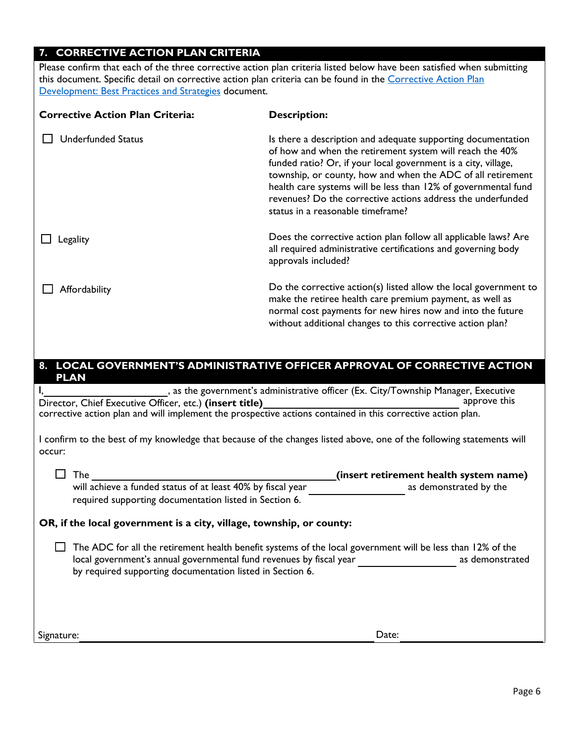## 7. CORRECTIVE ACTION PLAN CRITERIA

Please confirm that each of the three corrective action plan criteria listed below have been satisfied when submitting this document. Specific detail on corrective action plan criteria can be found in the Corrective Action Plan Development: Best Practices and Strategies document.

| Corrective Action Plan Criteria: | Description: |
|---|---|
| ☐ Underfunded Status | Is there a description and adequate supporting documentation of how and when the retirement system will reach the 40% funded ratio? Or, if your local government is a city, village, township, or county, how and when the ADC of all retirement health care systems will be less than 12% of governmental fund revenues? Do the corrective actions address the underfunded status in a reasonable timeframe? |
| ☐ Legality | Does the corrective action plan follow all applicable laws? Are all required administrative certifications and governing body approvals included? |
| ☐ Affordability | Do the corrective action(s) listed allow the local government to make the retiree health care premium payment, as well as normal cost payments for new hires now and into the future without additional changes to this corrective action plan? |

## 8. LOCAL GOVERNMENT'S ADMINISTRATIVE OFFICER APPROVAL OF CORRECTIVE ACTION PLAN

I, ____________________, as the government's administrative officer (Ex. City/Township Manager, Executive Director, Chief Executive Officer, etc.) **(insert title)** ________________________________ approve this corrective action plan and will implement the prospective actions contained in this corrective action plan.

I confirm to the best of my knowledge that because of the changes listed above, one of the following statements will occur:

☐ The ________________________________________ **(insert retirement health system name)** will achieve a funded status of at least 40% by fiscal year ________________ as demonstrated by the required supporting documentation listed in Section 6.

**OR, if the local government is a city, village, township, or county:**

☐ The ADC for all the retirement health benefit systems of the local government will be less than 12% of the local government's annual governmental fund revenues by fiscal year ________________ as demonstrated by required supporting documentation listed in Section 6.

Signature: ________________________________________ Date: ____________________